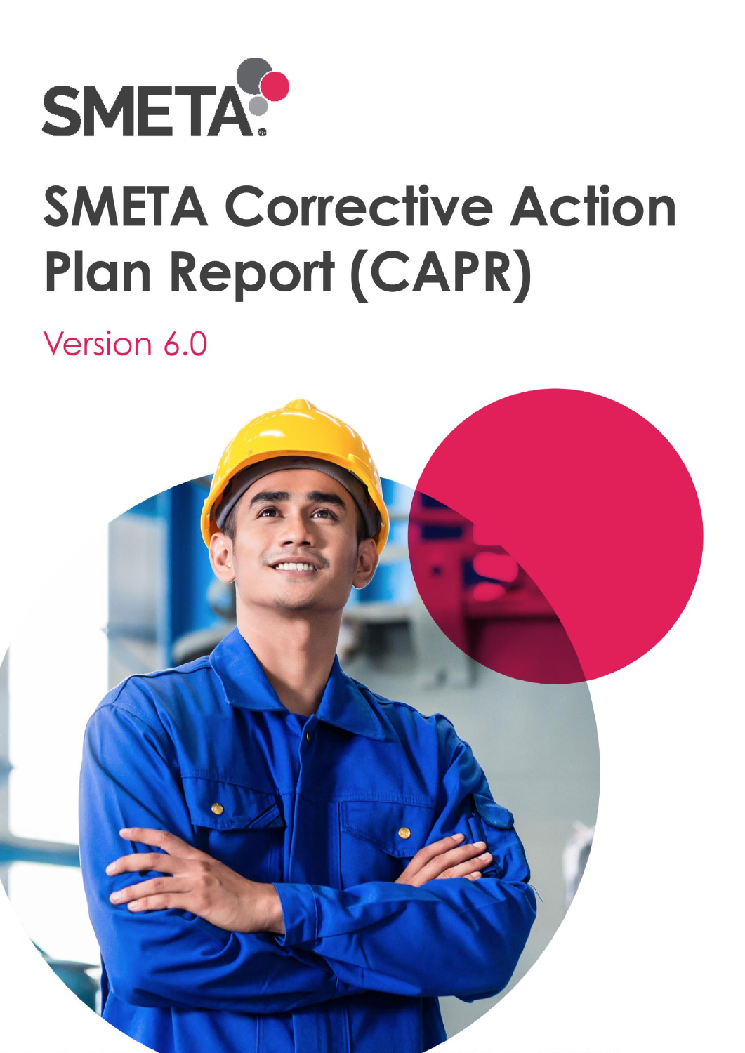SMETA

# SMETA Corrective Action Plan Report (CAPR)

Version 6.0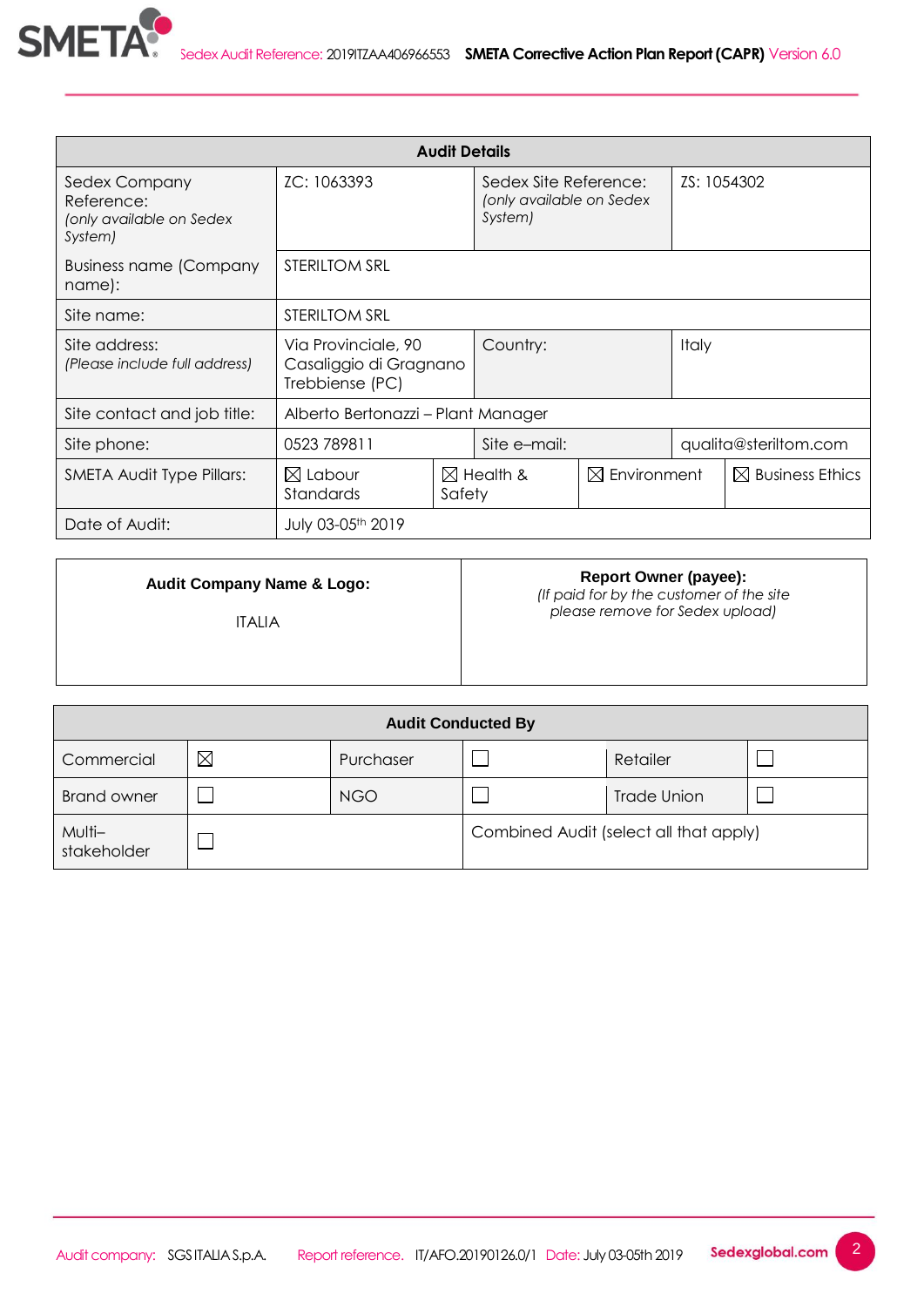| Audit Details | | | |
|---|---|---|---|
| Sedex Company Reference: *(only available on Sedex System)* | ZC: 1063393 | Sedex Site Reference: *(only available on Sedex System)* | ZS: 1054302 |
| Business name (Company name): | STERILTOM SRL | | |
| Site name: | STERILTOM SRL | | |
| Site address: *(Please include full address)* | Via Provinciale, 90 Casaliggio di Gragnano Trebbiense (PC) | Country: | Italy |
| Site contact and job title: | Alberto Bertonazzi – Plant Manager | | |
| Site phone: | 0523 789811 | Site e–mail: | qualita@steriltom.com |
| SMETA Audit Type Pillars: | ☒ Labour Standards | ☒ Health & Safety | ☒ Environment ☒ Business Ethics |
| Date of Audit: | July 03-05th 2019 | | |

| Audit Company Name & Logo: | Report Owner (payee): *(If paid for by the customer of the site please remove for Sedex upload)* |
|---|---|
| ITALIA | |

| Audit Conducted By | | | | | |
|---|---|---|---|---|---|
| Commercial | ☒ | Purchaser | ☐ | Retailer | ☐ |
| Brand owner | ☐ | NGO | ☐ | Trade Union | ☐ |
| Multi–stakeholder | ☐ | | Combined Audit (select all that apply) | | |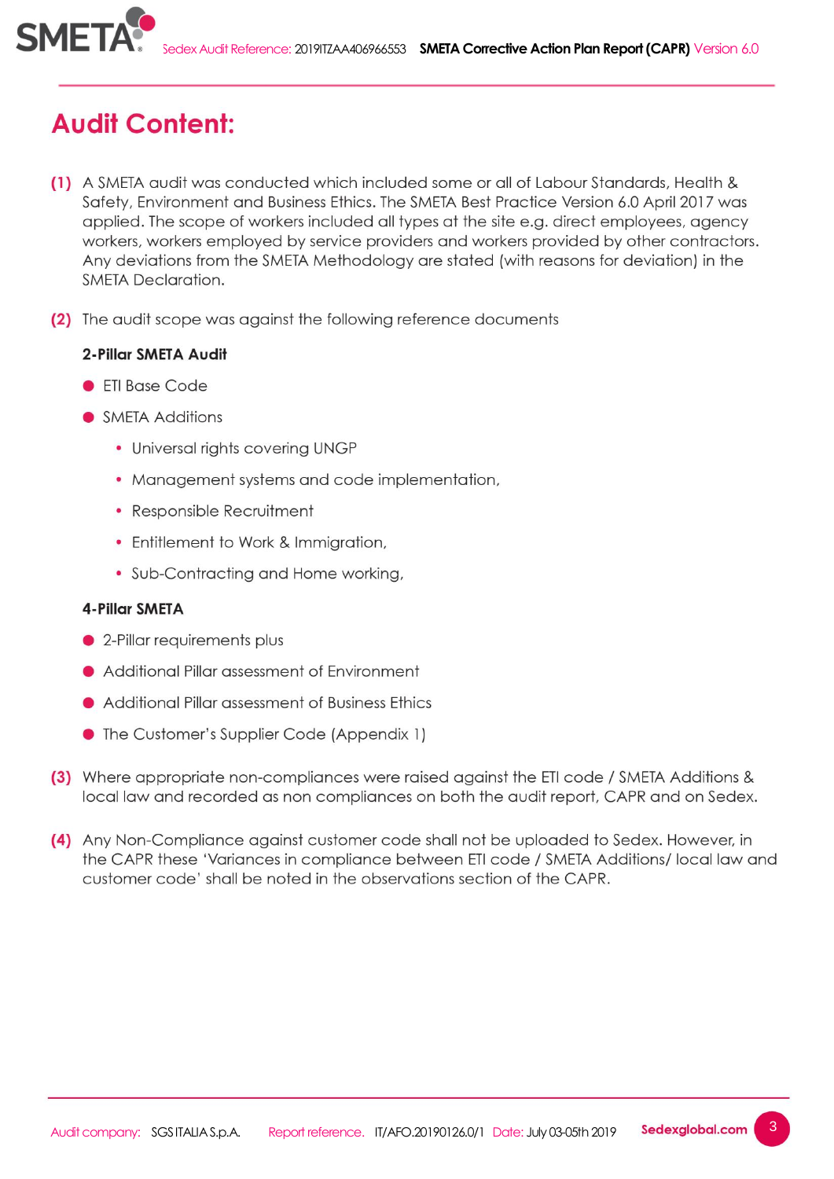# Audit Content:

**(1)** A SMETA audit was conducted which included some or all of Labour Standards, Health & Safety, Environment and Business Ethics. The SMETA Best Practice Version 6.0 April 2017 was applied. The scope of workers included all types at the site e.g. direct employees, agency workers, workers employed by service providers and workers provided by other contractors. Any deviations from the SMETA Methodology are stated (with reasons for deviation) in the SMETA Declaration.

**(2)** The audit scope was against the following reference documents

**2-Pillar SMETA Audit**

- ETI Base Code
- SMETA Additions
  - Universal rights covering UNGP
  - Management systems and code implementation,
  - Responsible Recruitment
  - Entitlement to Work & Immigration,
  - Sub-Contracting and Home working,

**4-Pillar SMETA**

- 2-Pillar requirements plus
- Additional Pillar assessment of Environment
- Additional Pillar assessment of Business Ethics
- The Customer's Supplier Code (Appendix 1)

**(3)** Where appropriate non-compliances were raised against the ETI code / SMETA Additions & local law and recorded as non compliances on both the audit report, CAPR and on Sedex.

**(4)** Any Non-Compliance against customer code shall not be uploaded to Sedex. However, in the CAPR these 'Variances in compliance between ETI code / SMETA Additions/ local law and customer code' shall be noted in the observations section of the CAPR.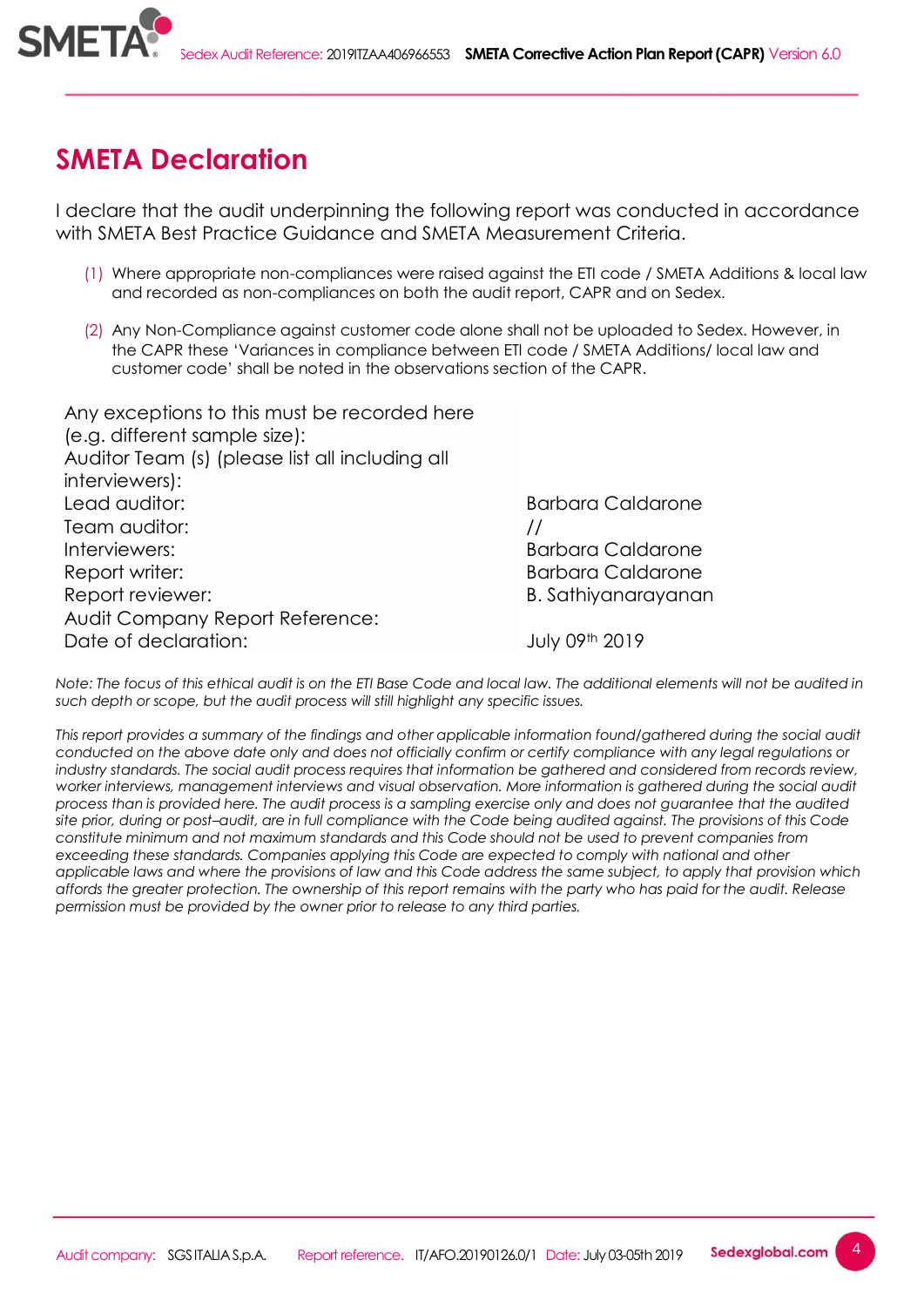# SMETA Declaration

I declare that the audit underpinning the following report was conducted in accordance with SMETA Best Practice Guidance and SMETA Measurement Criteria.

(1) Where appropriate non-compliances were raised against the ETI code / SMETA Additions & local law and recorded as non-compliances on both the audit report, CAPR and on Sedex.

(2) Any Non-Compliance against customer code alone shall not be uploaded to Sedex. However, in the CAPR these 'Variances in compliance between ETI code / SMETA Additions/ local law and customer code' shall be noted in the observations section of the CAPR.

| | |
|---|---|
| Any exceptions to this must be recorded here (e.g. different sample size): | |
| Auditor Team (s) (please list all including all interviewers): | |
| Lead auditor: | Barbara Caldarone |
| Team auditor: | // |
| Interviewers: | Barbara Caldarone |
| Report writer: | Barbara Caldarone |
| Report reviewer: | B. Sathiyanarayanan |
| Audit Company Report Reference: | |
| Date of declaration: | July 09th 2019 |

*Note: The focus of this ethical audit is on the ETI Base Code and local law. The additional elements will not be audited in such depth or scope, but the audit process will still highlight any specific issues.*

*This report provides a summary of the findings and other applicable information found/gathered during the social audit conducted on the above date only and does not officially confirm or certify compliance with any legal regulations or industry standards. The social audit process requires that information be gathered and considered from records review, worker interviews, management interviews and visual observation. More information is gathered during the social audit process than is provided here. The audit process is a sampling exercise only and does not guarantee that the audited site prior, during or post–audit, are in full compliance with the Code being audited against. The provisions of this Code constitute minimum and not maximum standards and this Code should not be used to prevent companies from exceeding these standards. Companies applying this Code are expected to comply with national and other applicable laws and where the provisions of law and this Code address the same subject, to apply that provision which affords the greater protection. The ownership of this report remains with the party who has paid for the audit. Release permission must be provided by the owner prior to release to any third parties.*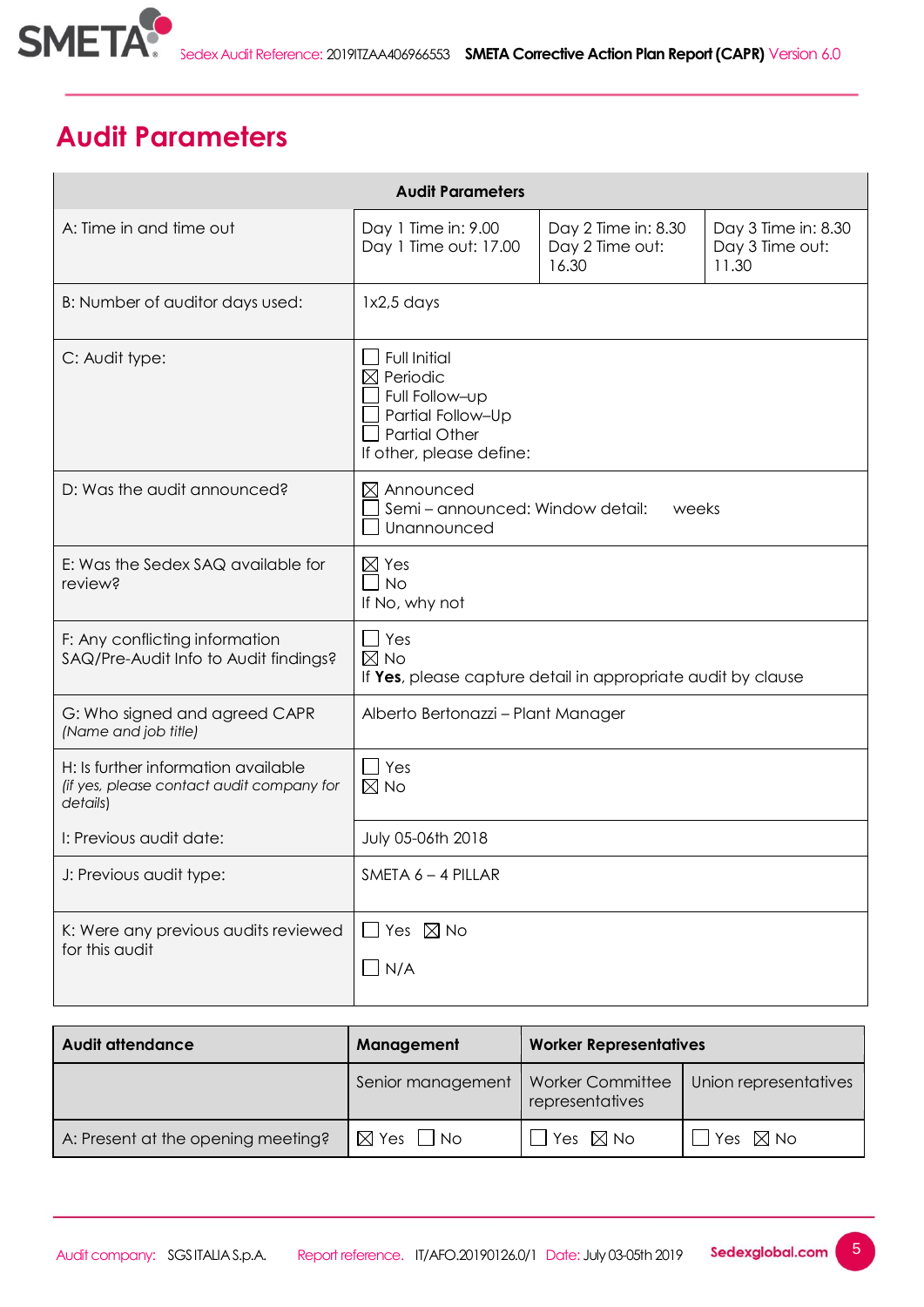# Audit Parameters

| Audit Parameters | | | |
|---|---|---|---|
| A: Time in and time out | Day 1 Time in: 9.00<br>Day 1 Time out: 17.00 | Day 2 Time in: 8.30<br>Day 2 Time out: 16.30 | Day 3 Time in: 8.30<br>Day 3 Time out: 11.30 |
| B: Number of auditor days used: | 1x2,5 days | | |
| C: Audit type: | ☐ Full Initial<br>☒ Periodic<br>☐ Full Follow–up<br>☐ Partial Follow–Up<br>☐ Partial Other<br>If other, please define: | | |
| D: Was the audit announced? | ☒ Announced<br>☐ Semi – announced: Window detail: weeks<br>☐ Unannounced | | |
| E: Was the Sedex SAQ available for review? | ☒ Yes<br>☐ No<br>If No, why not | | |
| F: Any conflicting information SAQ/Pre-Audit Info to Audit findings? | ☐ Yes<br>☒ No<br>If **Yes**, please capture detail in appropriate audit by clause | | |
| G: Who signed and agreed CAPR *(Name and job title)* | Alberto Bertonazzi – Plant Manager | | |
| H: Is further information available *(if yes, please contact audit company for details)* | ☐ Yes<br>☒ No | | |
| I: Previous audit date: | July 05-06th 2018 | | |
| J: Previous audit type: | SMETA 6 – 4 PILLAR | | |
| K: Were any previous audits reviewed for this audit | ☐ Yes ☒ No<br>☐ N/A | | |

| Audit attendance | Management | Worker Representatives | |
|---|---|---|---|
| | Senior management | Worker Committee representatives | Union representatives |
| A: Present at the opening meeting? | ☒ Yes ☐ No | ☐ Yes ☒ No | ☐ Yes ☒ No |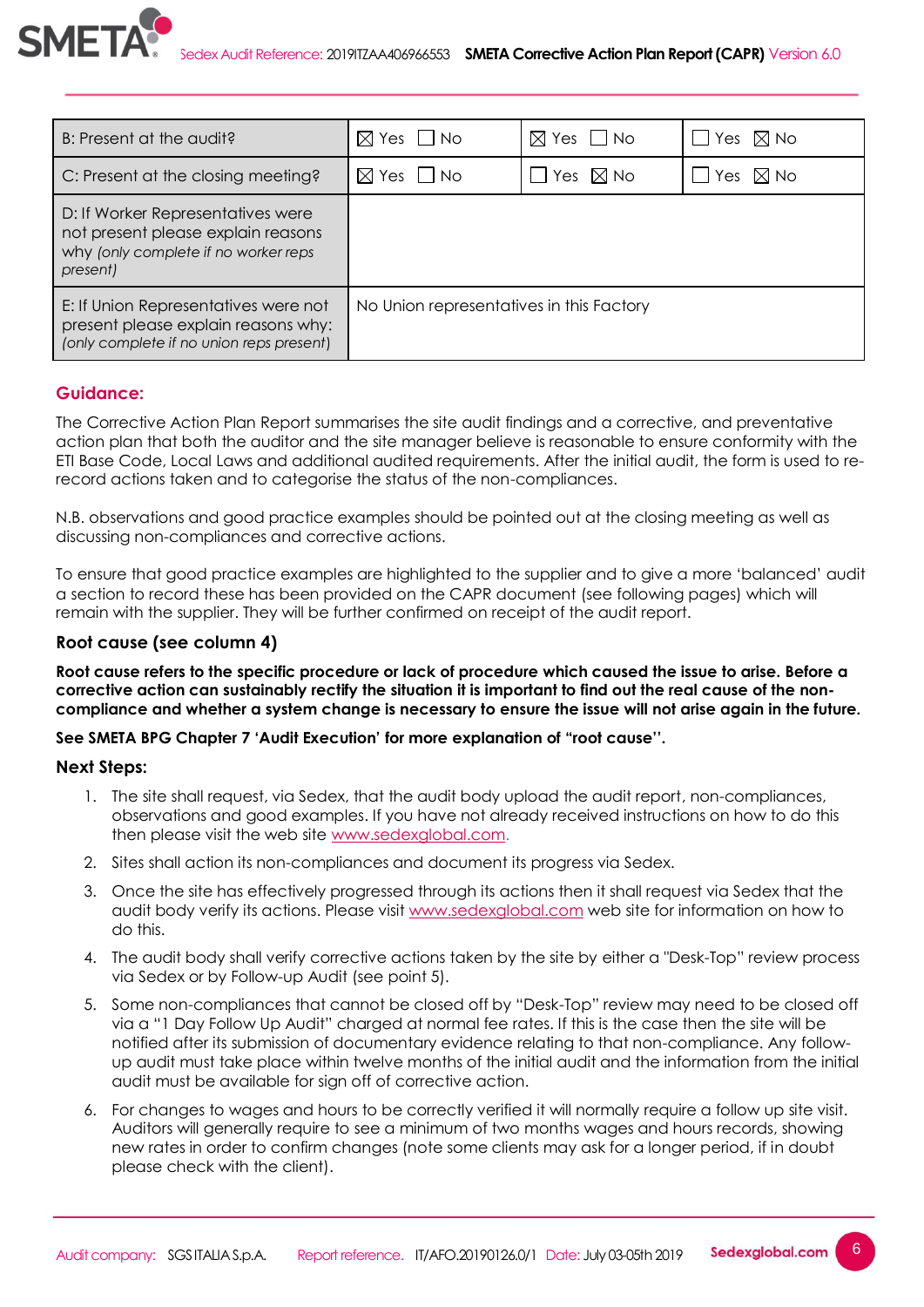| B: Present at the audit? | ☒ Yes ☐ No | ☒ Yes ☐ No | ☐ Yes ☒ No |
|---|---|---|---|
| C: Present at the closing meeting? | ☒ Yes ☐ No | ☐ Yes ☒ No | ☐ Yes ☒ No |
| D: If Worker Representatives were not present please explain reasons why *(only complete if no worker reps present)* | | | |
| E: If Union Representatives were not present please explain reasons why: *(only complete if no union reps present)* | No Union representatives in this Factory | | |

## Guidance:

The Corrective Action Plan Report summarises the site audit findings and a corrective, and preventative action plan that both the auditor and the site manager believe is reasonable to ensure conformity with the ETI Base Code, Local Laws and additional audited requirements. After the initial audit, the form is used to re-record actions taken and to categorise the status of the non-compliances.

N.B. observations and good practice examples should be pointed out at the closing meeting as well as discussing non-compliances and corrective actions.

To ensure that good practice examples are highlighted to the supplier and to give a more 'balanced' audit a section to record these has been provided on the CAPR document (see following pages) which will remain with the supplier. They will be further confirmed on receipt of the audit report.

### Root cause (see column 4)

**Root cause refers to the specific procedure or lack of procedure which caused the issue to arise. Before a corrective action can sustainably rectify the situation it is important to find out the real cause of the non-compliance and whether a system change is necessary to ensure the issue will not arise again in the future.**

**See SMETA BPG Chapter 7 'Audit Execution' for more explanation of "root cause".**

### Next Steps:

1. The site shall request, via Sedex, that the audit body upload the audit report, non-compliances, observations and good examples. If you have not already received instructions on how to do this then please visit the web site www.sedexglobal.com.
2. Sites shall action its non-compliances and document its progress via Sedex.
3. Once the site has effectively progressed through its actions then it shall request via Sedex that the audit body verify its actions. Please visit www.sedexglobal.com web site for information on how to do this.
4. The audit body shall verify corrective actions taken by the site by either a "Desk-Top" review process via Sedex or by Follow-up Audit (see point 5).
5. Some non-compliances that cannot be closed off by "Desk-Top" review may need to be closed off via a "1 Day Follow Up Audit" charged at normal fee rates. If this is the case then the site will be notified after its submission of documentary evidence relating to that non-compliance. Any follow-up audit must take place within twelve months of the initial audit and the information from the initial audit must be available for sign off of corrective action.
6. For changes to wages and hours to be correctly verified it will normally require a follow up site visit. Auditors will generally require to see a minimum of two months wages and hours records, showing new rates in order to confirm changes (note some clients may ask for a longer period, if in doubt please check with the client).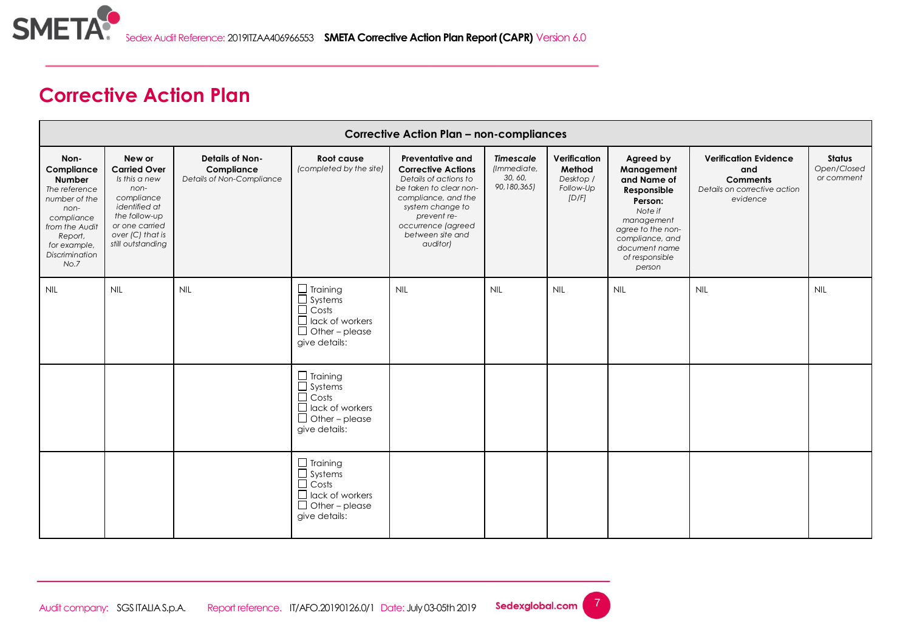# Corrective Action Plan

| Corrective Action Plan – non-compliances | | | | | | | | | |
|---|---|---|---|---|---|---|---|---|---|
| **Non-Compliance Number** *The reference number of the non-compliance from the Audit Report, for example, Discrimination No.7* | **New or Carried Over** *Is this a new non-compliance identified at the follow-up or one carried over (C) that is still outstanding* | **Details of Non-Compliance** *Details of Non-Compliance* | **Root cause** *(completed by the site)* | **Preventative and Corrective Actions** *Details of actions to be taken to clear non-compliance, and the system change to prevent re-occurrence (agreed between site and auditor)* | ***Timescale*** *(Immediate, 30, 60, 90,180,365)* | **Verification Method** *Desktop / Follow-Up [D/F]* | **Agreed by Management and Name of Responsible Person:** *Note if management agree to the non-compliance, and document name of responsible person* | **Verification Evidence and Comments** *Details on corrective action evidence* | **Status** *Open/Closed or comment* |
| NIL | NIL | NIL | ☐ Training ☐ Systems ☐ Costs ☐ lack of workers ☐ Other – please give details: | NIL | NIL | NIL | NIL | NIL | NIL |
| | | | ☐ Training ☐ Systems ☐ Costs ☐ lack of workers ☐ Other – please give details: | | | | | | |
| | | | ☐ Training ☐ Systems ☐ Costs ☐ lack of workers ☐ Other – please give details: | | | | | | |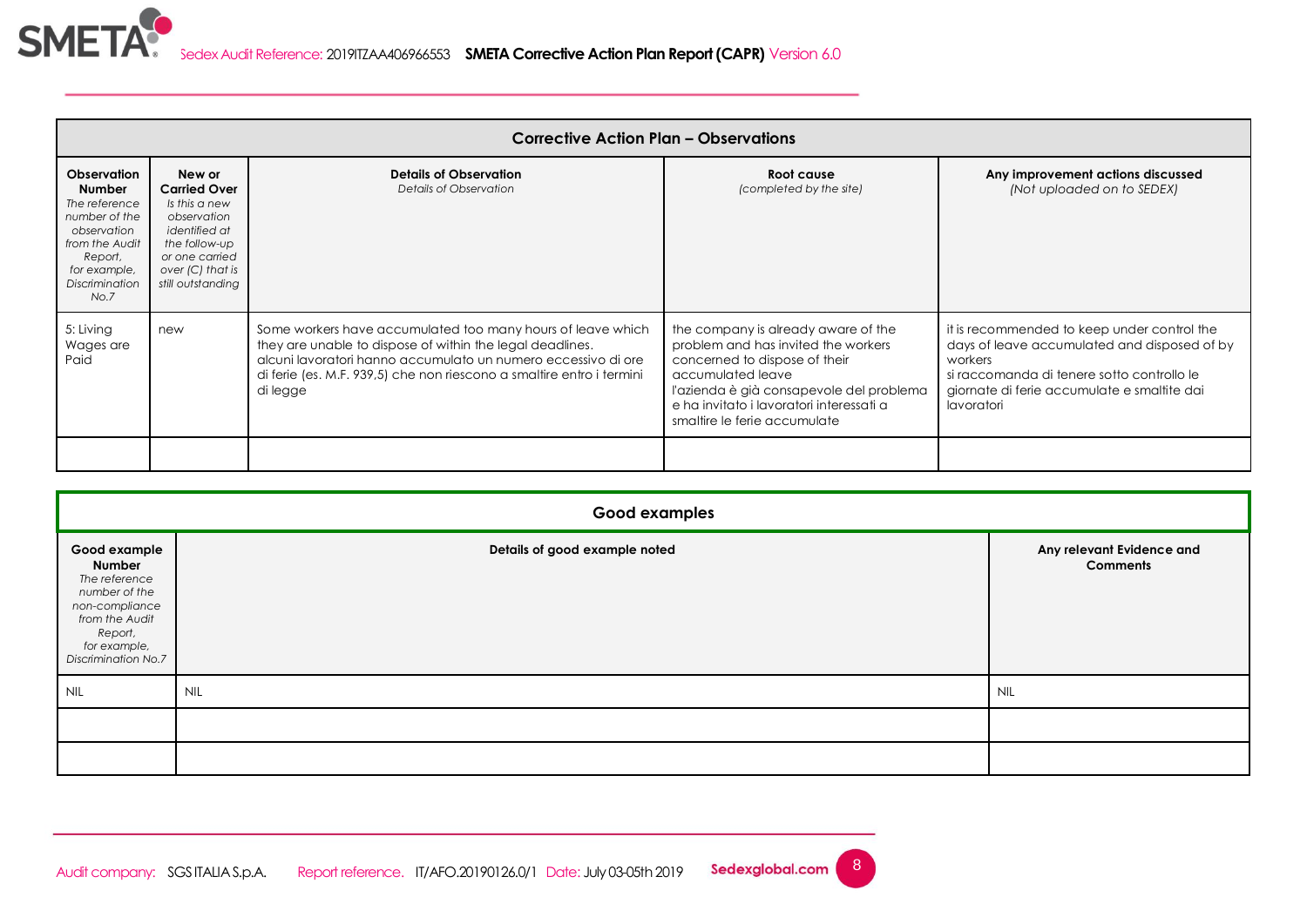## Corrective Action Plan – Observations

| **Observation Number** *The reference number of the observation from the Audit Report, for example, Discrimination No.7* | **New or Carried Over** *Is this a new observation identified at the follow-up or one carried over (C) that is still outstanding* | **Details of Observation** *Details of Observation* | **Root cause** *(completed by the site)* | **Any improvement actions discussed** *(Not uploaded on to SEDEX)* |
|---|---|---|---|---|
| 5: Living Wages are Paid | new | Some workers have accumulated too many hours of leave which they are unable to dispose of within the legal deadlines. alcuni lavoratori hanno accumulato un numero eccessivo di ore di ferie (es. M.F. 939,5) che non riescono a smaltire entro i termini di legge | the company is already aware of the problem and has invited the workers concerned to dispose of their accumulated leave l'azienda è già consapevole del problema e ha invitato i lavoratori interessati a smaltire le ferie accumulate | it is recommended to keep under control the days of leave accumulated and disposed of by workers si raccomanda di tenere sotto controllo le giornate di ferie accumulate e smaltite dai lavoratori |
| | | | | |

## Good examples

| **Good example Number** *The reference number of the non-compliance from the Audit Report, for example, Discrimination No.7* | **Details of good example noted** | **Any relevant Evidence and Comments** |
|---|---|---|
| NIL | NIL | NIL |
| | | |
| | | |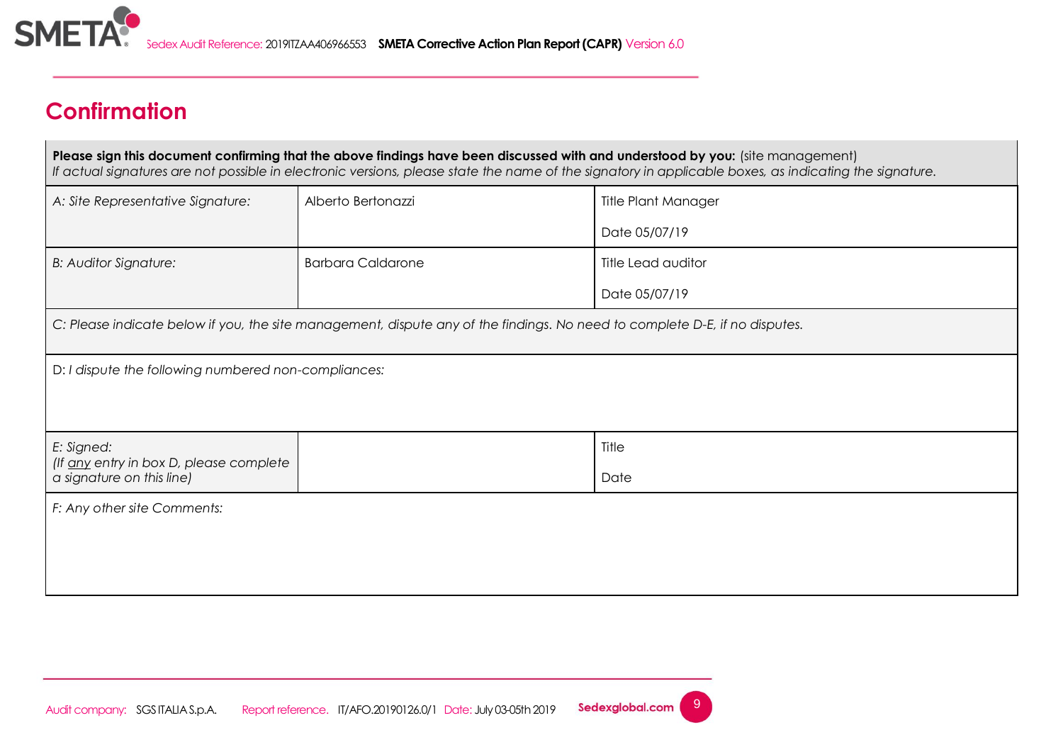## Confirmation

| **Please sign this document confirming that the above findings have been discussed with and understood by you:** (site management)<br>*If actual signatures are not possible in electronic versions, please state the name of the signatory in applicable boxes, as indicating the signature.* | | |
|---|---|---|
| *A: Site Representative Signature:* | Alberto Bertonazzi | Title Plant Manager<br>Date 05/07/19 |
| *B: Auditor Signature:* | Barbara Caldarone | Title Lead auditor<br>Date 05/07/19 |
| *C: Please indicate below if you, the site management, dispute any of the findings. No need to complete D-E, if no disputes.* | | |
| D: *I dispute the following numbered non-compliances:* | | |
| *E: Signed:*<br>*(If any entry in box D, please complete a signature on this line)* | | Title<br>Date |
| *F: Any other site Comments:* | | |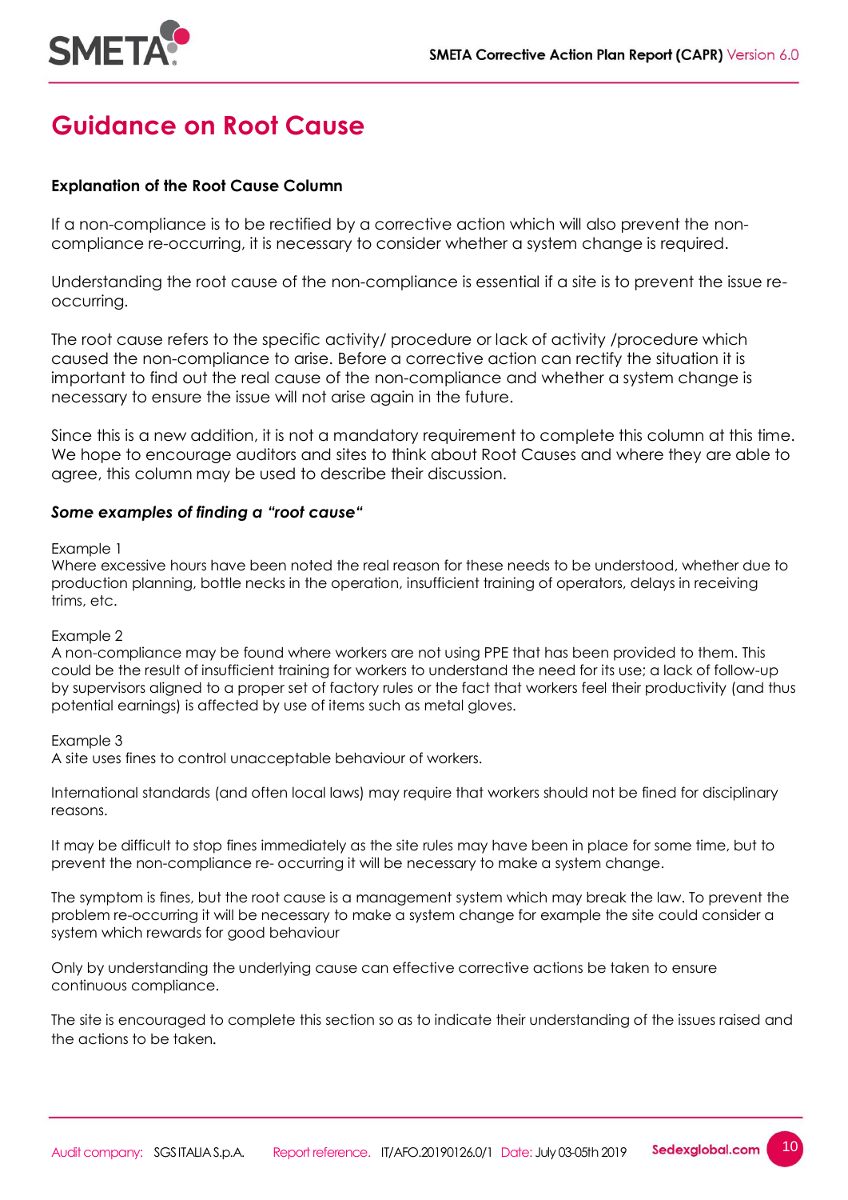# Guidance on Root Cause

**Explanation of the Root Cause Column**

If a non-compliance is to be rectified by a corrective action which will also prevent the non-compliance re-occurring, it is necessary to consider whether a system change is required.

Understanding the root cause of the non-compliance is essential if a site is to prevent the issue re-occurring.

The root cause refers to the specific activity/ procedure or lack of activity /procedure which caused the non-compliance to arise. Before a corrective action can rectify the situation it is important to find out the real cause of the non-compliance and whether a system change is necessary to ensure the issue will not arise again in the future.

Since this is a new addition, it is not a mandatory requirement to complete this column at this time. We hope to encourage auditors and sites to think about Root Causes and where they are able to agree, this column may be used to describe their discussion.

***Some examples of finding a "root cause"***

Example 1
Where excessive hours have been noted the real reason for these needs to be understood, whether due to production planning, bottle necks in the operation, insufficient training of operators, delays in receiving trims, etc.

Example 2
A non-compliance may be found where workers are not using PPE that has been provided to them. This could be the result of insufficient training for workers to understand the need for its use; a lack of follow-up by supervisors aligned to a proper set of factory rules or the fact that workers feel their productivity (and thus potential earnings) is affected by use of items such as metal gloves.

Example 3
A site uses fines to control unacceptable behaviour of workers.

International standards (and often local laws) may require that workers should not be fined for disciplinary reasons.

It may be difficult to stop fines immediately as the site rules may have been in place for some time, but to prevent the non-compliance re- occurring it will be necessary to make a system change.

The symptom is fines, but the root cause is a management system which may break the law. To prevent the problem re-occurring it will be necessary to make a system change for example the site could consider a system which rewards for good behaviour

Only by understanding the underlying cause can effective corrective actions be taken to ensure continuous compliance.

The site is encouraged to complete this section so as to indicate their understanding of the issues raised and the actions to be taken.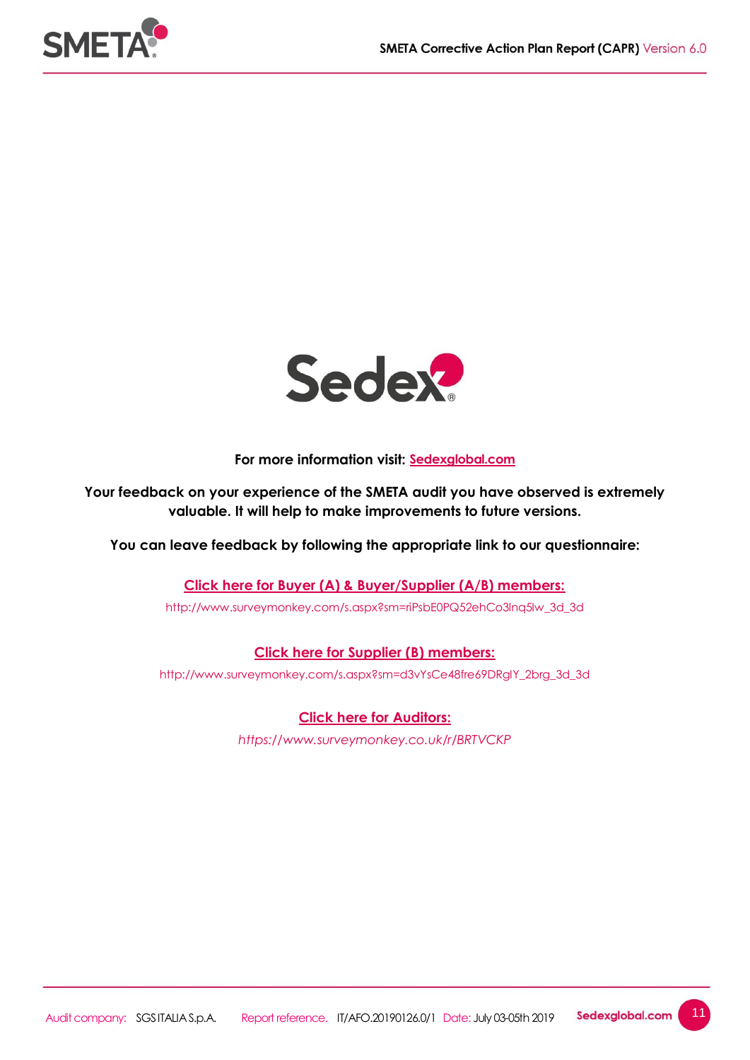Sedex®

**For more information visit: Sedexglobal.com**

**Your feedback on your experience of the SMETA audit you have observed is extremely valuable. It will help to make improvements to future versions.**

**You can leave feedback by following the appropriate link to our questionnaire:**

**Click here for Buyer (A) & Buyer/Supplier (A/B) members:**

http://www.surveymonkey.com/s.aspx?sm=riPsbE0PQ52ehCo3lnq5lw_3d_3d

**Click here for Supplier (B) members:**

http://www.surveymonkey.com/s.aspx?sm=d3vYsCe48fre69DRglY_2brg_3d_3d

**Click here for Auditors:**

*https://www.surveymonkey.co.uk/r/BRTVCKP*